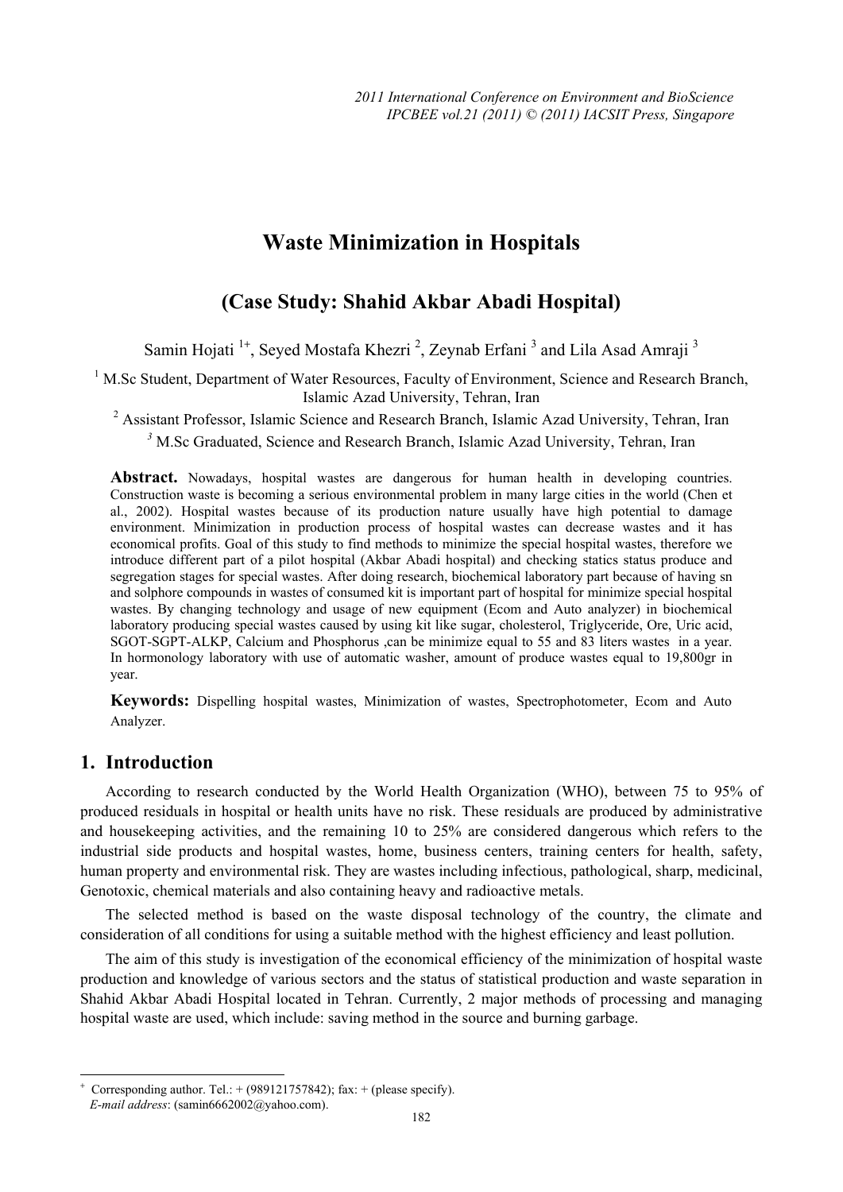# Waste Minimization in Hospitals

## (Case Study: Shahid Akbar Abadi Hospital)

Samin Hojati [1+], Seyed Mostafa Khezri [2], Zeynab Erfani [3] and Lila Asad Amraji [3]

[1] M.Sc Student, Department of Water Resources, Faculty of Environment, Science and Research Branch, Islamic Azad University, Tehran, Iran

[2] Assistant Professor, Islamic Science and Research Branch, Islamic Azad University, Tehran, Iran

[3] M.Sc Graduated, Science and Research Branch, Islamic Azad University, Tehran, Iran

**Abstract.** Nowadays, hospital wastes are dangerous for human health in developing countries. Construction waste is becoming a serious environmental problem in many large cities in the world (Chen et al., 2002). Hospital wastes because of its production nature usually have high potential to damage environment. Minimization in production process of hospital wastes can decrease wastes and it has economical profits. Goal of this study to find methods to minimize the special hospital wastes, therefore we introduce different part of a pilot hospital (Akbar Abadi hospital) and checking statics status produce and segregation stages for special wastes. After doing research, biochemical laboratory part because of having sn and solphore compounds in wastes of consumed kit is important part of hospital for minimize special hospital wastes. By changing technology and usage of new equipment (Ecom and Auto analyzer) in biochemical laboratory producing special wastes caused by using kit like sugar, cholesterol, Triglyceride, Ore, Uric acid, SGOT-SGPT-ALKP, Calcium and Phosphorus ,can be minimize equal to 55 and 83 liters wastes in a year. In hormonology laboratory with use of automatic washer, amount of produce wastes equal to 19,800gr in year.

**Keywords:** Dispelling hospital wastes, Minimization of wastes, Spectrophotometer, Ecom and Auto Analyzer.

## 1. Introduction

According to research conducted by the World Health Organization (WHO), between 75 to 95% of produced residuals in hospital or health units have no risk. These residuals are produced by administrative and housekeeping activities, and the remaining 10 to 25% are considered dangerous which refers to the industrial side products and hospital wastes, home, business centers, training centers for health, safety, human property and environmental risk. They are wastes including infectious, pathological, sharp, medicinal, Genotoxic, chemical materials and also containing heavy and radioactive metals.

The selected method is based on the waste disposal technology of the country, the climate and consideration of all conditions for using a suitable method with the highest efficiency and least pollution.

The aim of this study is investigation of the economical efficiency of the minimization of hospital waste production and knowledge of various sectors and the status of statistical production and waste separation in Shahid Akbar Abadi Hospital located in Tehran. Currently, 2 major methods of processing and managing hospital waste are used, which include: saving method in the source and burning garbage.

+ Corresponding author. Tel.: + (989121757842); fax: + (please specify).
*E-mail address*: (samin6662002@yahoo.com).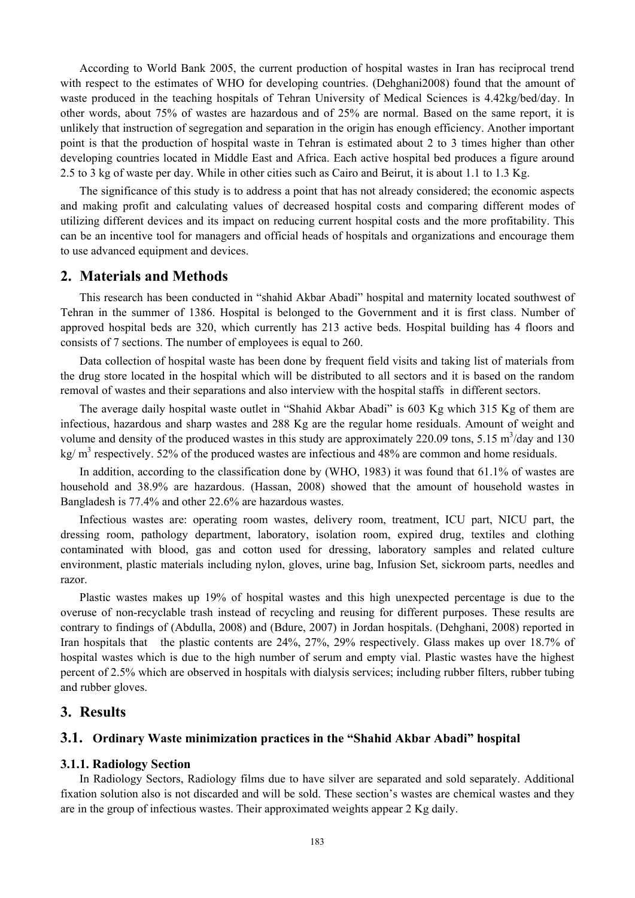According to World Bank 2005, the current production of hospital wastes in Iran has reciprocal trend with respect to the estimates of WHO for developing countries. (Dehghani2008) found that the amount of waste produced in the teaching hospitals of Tehran University of Medical Sciences is 4.42kg/bed/day. In other words, about 75% of wastes are hazardous and of 25% are normal. Based on the same report, it is unlikely that instruction of segregation and separation in the origin has enough efficiency. Another important point is that the production of hospital waste in Tehran is estimated about 2 to 3 times higher than other developing countries located in Middle East and Africa. Each active hospital bed produces a figure around 2.5 to 3 kg of waste per day. While in other cities such as Cairo and Beirut, it is about 1.1 to 1.3 Kg.

The significance of this study is to address a point that has not already considered; the economic aspects and making profit and calculating values of decreased hospital costs and comparing different modes of utilizing different devices and its impact on reducing current hospital costs and the more profitability. This can be an incentive tool for managers and official heads of hospitals and organizations and encourage them to use advanced equipment and devices.

## 2. Materials and Methods

This research has been conducted in "shahid Akbar Abadi" hospital and maternity located southwest of Tehran in the summer of 1386. Hospital is belonged to the Government and it is first class. Number of approved hospital beds are 320, which currently has 213 active beds. Hospital building has 4 floors and consists of 7 sections. The number of employees is equal to 260.

Data collection of hospital waste has been done by frequent field visits and taking list of materials from the drug store located in the hospital which will be distributed to all sectors and it is based on the random removal of wastes and their separations and also interview with the hospital staffs in different sectors.

The average daily hospital waste outlet in "Shahid Akbar Abadi" is 603 Kg which 315 Kg of them are infectious, hazardous and sharp wastes and 288 Kg are the regular home residuals. Amount of weight and volume and density of the produced wastes in this study are approximately 220.09 tons, 5.15 $m^3$/day and 130 kg/ $m^3$ respectively. 52% of the produced wastes are infectious and 48% are common and home residuals.

In addition, according to the classification done by (WHO, 1983) it was found that 61.1% of wastes are household and 38.9% are hazardous. (Hassan, 2008) showed that the amount of household wastes in Bangladesh is 77.4% and other 22.6% are hazardous wastes.

Infectious wastes are: operating room wastes, delivery room, treatment, ICU part, NICU part, the dressing room, pathology department, laboratory, isolation room, expired drug, textiles and clothing contaminated with blood, gas and cotton used for dressing, laboratory samples and related culture environment, plastic materials including nylon, gloves, urine bag, Infusion Set, sickroom parts, needles and razor.

Plastic wastes makes up 19% of hospital wastes and this high unexpected percentage is due to the overuse of non-recyclable trash instead of recycling and reusing for different purposes. These results are contrary to findings of (Abdulla, 2008) and (Bdure, 2007) in Jordan hospitals. (Dehghani, 2008) reported in Iran hospitals that the plastic contents are 24%, 27%, 29% respectively. Glass makes up over 18.7% of hospital wastes which is due to the high number of serum and empty vial. Plastic wastes have the highest percent of 2.5% which are observed in hospitals with dialysis services; including rubber filters, rubber tubing and rubber gloves.

## 3. Results

### 3.1. Ordinary Waste minimization practices in the "Shahid Akbar Abadi" hospital

#### 3.1.1. Radiology Section

In Radiology Sectors, Radiology films due to have silver are separated and sold separately. Additional fixation solution also is not discarded and will be sold. These section's wastes are chemical wastes and they are in the group of infectious wastes. Their approximated weights appear 2 Kg daily.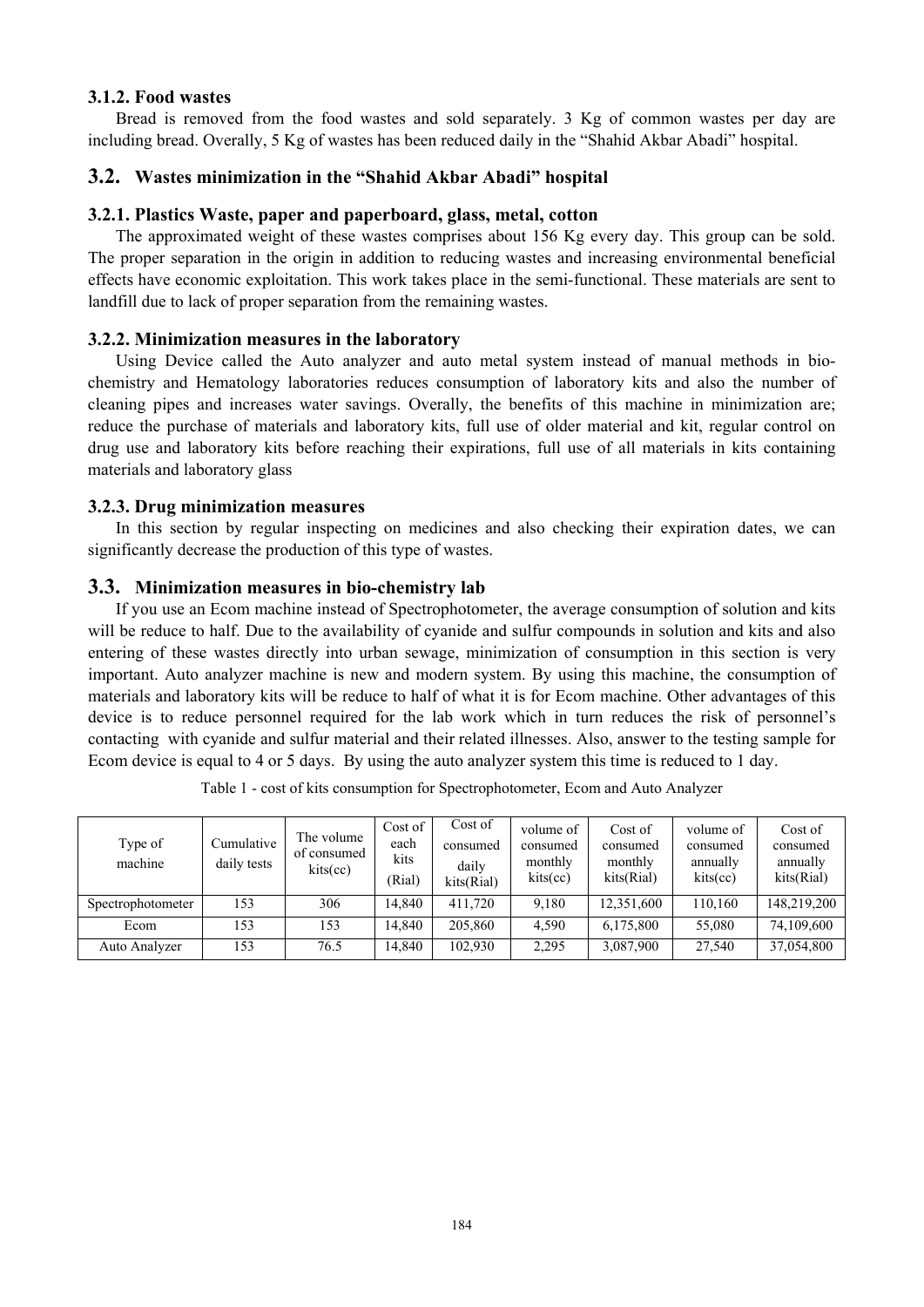### 3.1.2. Food wastes

Bread is removed from the food wastes and sold separately. 3 Kg of common wastes per day are including bread. Overally, 5 Kg of wastes has been reduced daily in the "Shahid Akbar Abadi" hospital.

## 3.2. Wastes minimization in the "Shahid Akbar Abadi" hospital

### 3.2.1. Plastics Waste, paper and paperboard, glass, metal, cotton

The approximated weight of these wastes comprises about 156 Kg every day. This group can be sold. The proper separation in the origin in addition to reducing wastes and increasing environmental beneficial effects have economic exploitation. This work takes place in the semi-functional. These materials are sent to landfill due to lack of proper separation from the remaining wastes.

### 3.2.2. Minimization measures in the laboratory

Using Device called the Auto analyzer and auto metal system instead of manual methods in bio-chemistry and Hematology laboratories reduces consumption of laboratory kits and also the number of cleaning pipes and increases water savings. Overally, the benefits of this machine in minimization are; reduce the purchase of materials and laboratory kits, full use of older material and kit, regular control on drug use and laboratory kits before reaching their expirations, full use of all materials in kits containing materials and laboratory glass

### 3.2.3. Drug minimization measures

In this section by regular inspecting on medicines and also checking their expiration dates, we can significantly decrease the production of this type of wastes.

## 3.3. Minimization measures in bio-chemistry lab

If you use an Ecom machine instead of Spectrophotometer, the average consumption of solution and kits will be reduce to half. Due to the availability of cyanide and sulfur compounds in solution and kits and also entering of these wastes directly into urban sewage, minimization of consumption in this section is very important. Auto analyzer machine is new and modern system. By using this machine, the consumption of materials and laboratory kits will be reduce to half of what it is for Ecom machine. Other advantages of this device is to reduce personnel required for the lab work which in turn reduces the risk of personnel's contacting with cyanide and sulfur material and their related illnesses. Also, answer to the testing sample for Ecom device is equal to 4 or 5 days. By using the auto analyzer system this time is reduced to 1 day.

Table 1 - cost of kits consumption for Spectrophotometer, Ecom and Auto Analyzer

| Type of machine | Cumulative daily tests | The volume of consumed kits(cc) | Cost of each kits (Rial) | Cost of consumed daily kits(Rial) | volume of consumed monthly kits(cc) | Cost of consumed monthly kits(Rial) | volume of consumed annually kits(cc) | Cost of consumed annually kits(Rial) |
|---|---|---|---|---|---|---|---|---|
| Spectrophotometer | 153 | 306 | 14,840 | 411,720 | 9,180 | 12,351,600 | 110,160 | 148,219,200 |
| Ecom | 153 | 153 | 14,840 | 205,860 | 4,590 | 6,175,800 | 55,080 | 74,109,600 |
| Auto Analyzer | 153 | 76.5 | 14,840 | 102,930 | 2,295 | 3,087,900 | 27,540 | 37,054,800 |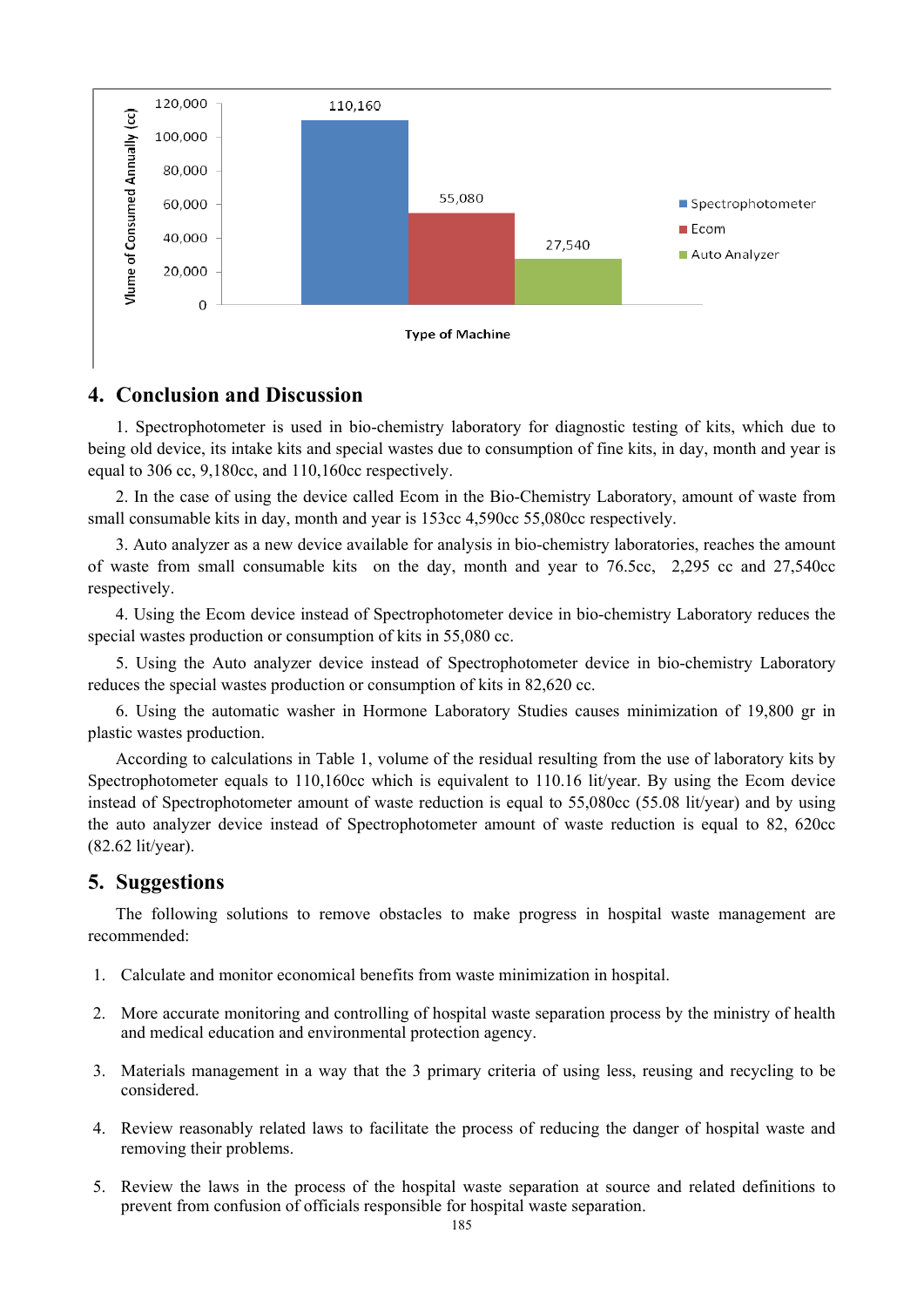## 4. Conclusion and Discussion

1. Spectrophotometer is used in bio-chemistry laboratory for diagnostic testing of kits, which due to being old device, its intake kits and special wastes due to consumption of fine kits, in day, month and year is equal to 306 cc, 9,180cc, and 110,160cc respectively.

2. In the case of using the device called Ecom in the Bio-Chemistry Laboratory, amount of waste from small consumable kits in day, month and year is 153cc 4,590cc 55,080cc respectively.

3. Auto analyzer as a new device available for analysis in bio-chemistry laboratories, reaches the amount of waste from small consumable kits on the day, month and year to 76.5cc, 2,295 cc and 27,540cc respectively.

4. Using the Ecom device instead of Spectrophotometer device in bio-chemistry Laboratory reduces the special wastes production or consumption of kits in 55,080 cc.

5. Using the Auto analyzer device instead of Spectrophotometer device in bio-chemistry Laboratory reduces the special wastes production or consumption of kits in 82,620 cc.

6. Using the automatic washer in Hormone Laboratory Studies causes minimization of 19,800 gr in plastic wastes production.

According to calculations in Table 1, volume of the residual resulting from the use of laboratory kits by Spectrophotometer equals to 110,160cc which is equivalent to 110.16 lit/year. By using the Ecom device instead of Spectrophotometer amount of waste reduction is equal to 55,080cc (55.08 lit/year) and by using the auto analyzer device instead of Spectrophotometer amount of waste reduction is equal to 82, 620cc (82.62 lit/year).

## 5. Suggestions

The following solutions to remove obstacles to make progress in hospital waste management are recommended:

1. Calculate and monitor economical benefits from waste minimization in hospital.
2. More accurate monitoring and controlling of hospital waste separation process by the ministry of health and medical education and environmental protection agency.
3. Materials management in a way that the 3 primary criteria of using less, reusing and recycling to be considered.
4. Review reasonably related laws to facilitate the process of reducing the danger of hospital waste and removing their problems.
5. Review the laws in the process of the hospital waste separation at source and related definitions to prevent from confusion of officials responsible for hospital waste separation.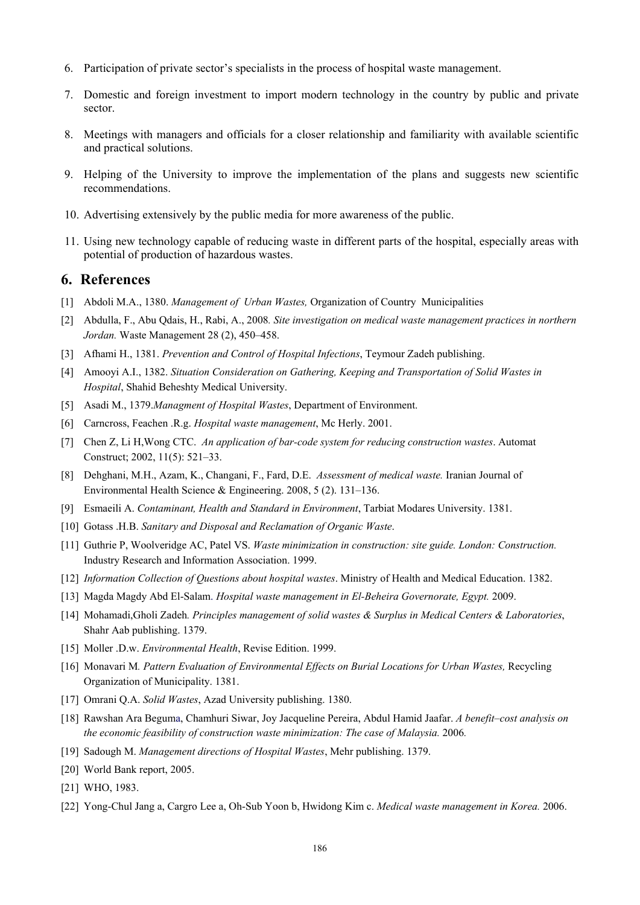6. Participation of private sector's specialists in the process of hospital waste management.

7. Domestic and foreign investment to import modern technology in the country by public and private sector.

8. Meetings with managers and officials for a closer relationship and familiarity with available scientific and practical solutions.

9. Helping of the University to improve the implementation of the plans and suggests new scientific recommendations.

10. Advertising extensively by the public media for more awareness of the public.

11. Using new technology capable of reducing waste in different parts of the hospital, especially areas with potential of production of hazardous wastes.

## 6. References

[1] Abdoli M.A., 1380. *Management of Urban Wastes,* Organization of Country Municipalities

[2] Abdulla, F., Abu Qdais, H., Rabi, A., 2008*. Site investigation on medical waste management practices in northern Jordan.* Waste Management 28 (2), 450–458.

[3] Afhami H., 1381. *Prevention and Control of Hospital Infections*, Teymour Zadeh publishing.

[4] Amooyi A.I., 1382. *Situation Consideration on Gathering, Keeping and Transportation of Solid Wastes in Hospital*, Shahid Beheshty Medical University.

[5] Asadi M., 1379.*Managment of Hospital Wastes*, Department of Environment.

[6] Carncross, Feachen .R.g. *Hospital waste management*, Mc Herly. 2001.

[7] Chen Z, Li H,Wong CTC. *An application of bar-code system for reducing construction wastes*. Automat Construct; 2002, 11(5): 521–33.

[8] Dehghani, M.H., Azam, K., Changani, F., Fard, D.E. *Assessment of medical waste.* Iranian Journal of Environmental Health Science & Engineering. 2008, 5 (2). 131–136.

[9] Esmaeili A. *Contaminant, Health and Standard in Environment*, Tarbiat Modares University. 1381.

[10] Gotass .H.B. *Sanitary and Disposal and Reclamation of Organic Waste*.

[11] Guthrie P, Woolveridge AC, Patel VS. *Waste minimization in construction: site guide. London: Construction.* Industry Research and Information Association. 1999.

[12] *Information Collection of Questions about hospital wastes*. Ministry of Health and Medical Education. 1382.

[13] Magda Magdy Abd El-Salam. *Hospital waste management in El-Beheira Governorate, Egypt.* 2009.

[14] Mohamadi,Gholi Zadeh*. Principles management of solid wastes & Surplus in Medical Centers & Laboratories*, Shahr Aab publishing. 1379.

[15] Moller .D.w. *Environmental Health*, Revise Edition. 1999.

[16] Monavari M*. Pattern Evaluation of Environmental Effects on Burial Locations for Urban Wastes,* Recycling Organization of Municipality. 1381.

[17] Omrani Q.A. *Solid Wastes*, Azad University publishing. 1380.

[18] Rawshan Ara Beguma, Chamhuri Siwar, Joy Jacqueline Pereira, Abdul Hamid Jaafar. *A benefit–cost analysis on the economic feasibility of construction waste minimization: The case of Malaysia.* 2006*.*

[19] Sadough M. *Management directions of Hospital Wastes*, Mehr publishing. 1379.

[20] World Bank report, 2005.

[21] WHO, 1983.

[22] Yong-Chul Jang a, Cargro Lee a, Oh-Sub Yoon b, Hwidong Kim c. *Medical waste management in Korea.* 2006.